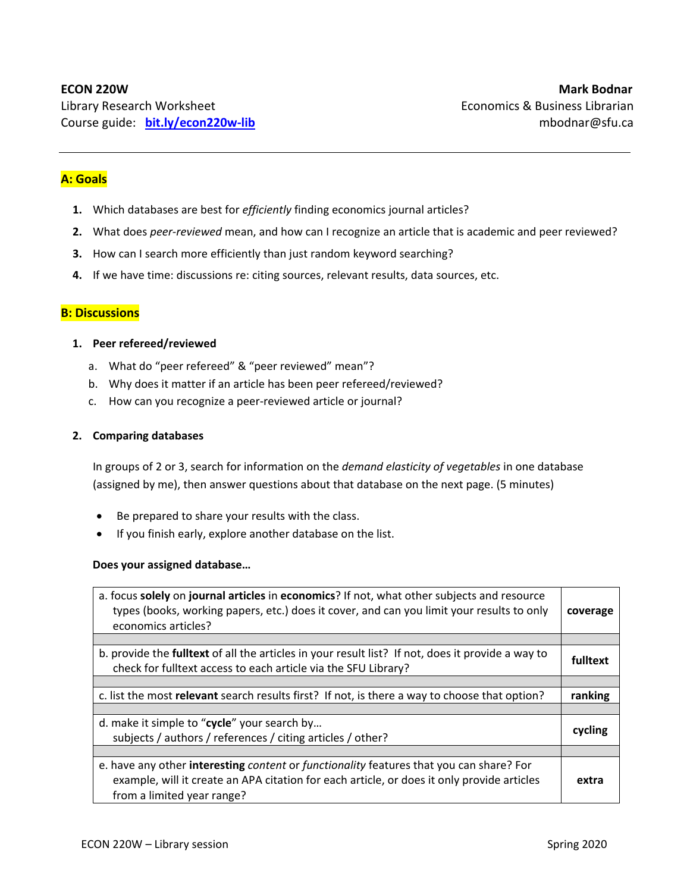**ECON 220W**
Library Research Worksheet
Course guide: **bit.ly/econ220w-lib**

**Mark Bodnar**
Economics & Business Librarian
mbodnar@sfu.ca

---

## A: Goals

1. Which databases are best for *efficiently* finding economics journal articles?
2. What does *peer-reviewed* mean, and how can I recognize an article that is academic and peer reviewed?
3. How can I search more efficiently than just random keyword searching?
4. If we have time: discussions re: citing sources, relevant results, data sources, etc.

## B: Discussions

### 1. Peer refereed/reviewed

a. What do "peer refereed" & "peer reviewed" mean"?
b. Why does it matter if an article has been peer refereed/reviewed?
c. How can you recognize a peer-reviewed article or journal?

### 2. Comparing databases

In groups of 2 or 3, search for information on the *demand elasticity of vegetables* in one database (assigned by me), then answer questions about that database on the next page. (5 minutes)

- Be prepared to share your results with the class.
- If you finish early, explore another database on the list.

**Does your assigned database…**

| | |
|---|---|
| a. focus **solely** on **journal articles** in **economics**? If not, what other subjects and resource types (books, working papers, etc.) does it cover, and can you limit your results to only economics articles? | **coverage** |
| | |
| b. provide the **fulltext** of all the articles in your result list? If not, does it provide a way to check for fulltext access to each article via the SFU Library? | **fulltext** |
| | |
| c. list the most **relevant** search results first? If not, is there a way to choose that option? | **ranking** |
| | |
| d. make it simple to "**cycle**" your search by… subjects / authors / references / citing articles / other? | **cycling** |
| | |
| e. have any other **interesting** *content* or *functionality* features that you can share? For example, will it create an APA citation for each article, or does it only provide articles from a limited year range? | **extra** |

ECON 220W – Library session                Spring 2020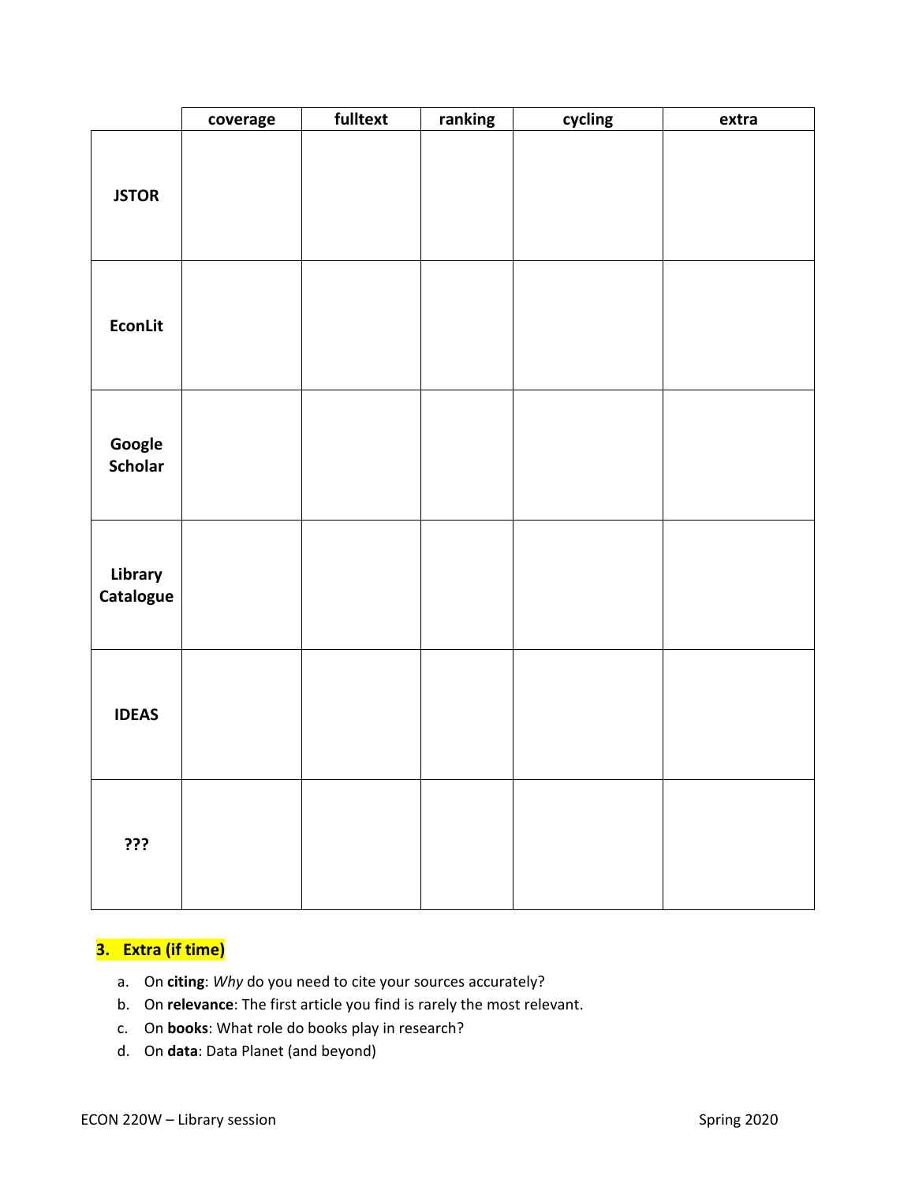| | coverage | fulltext | ranking | cycling | extra |
|---|---|---|---|---|---|
| **JSTOR** | | | | | |
| **EconLit** | | | | | |
| **Google Scholar** | | | | | |
| **Library Catalogue** | | | | | |
| **IDEAS** | | | | | |
| **???** | | | | | |

### 3. Extra (if time)

a. On **citing**: *Why* do you need to cite your sources accurately?
b. On **relevance**: The first article you find is rarely the most relevant.
c. On **books**: What role do books play in research?
d. On **data**: Data Planet (and beyond)